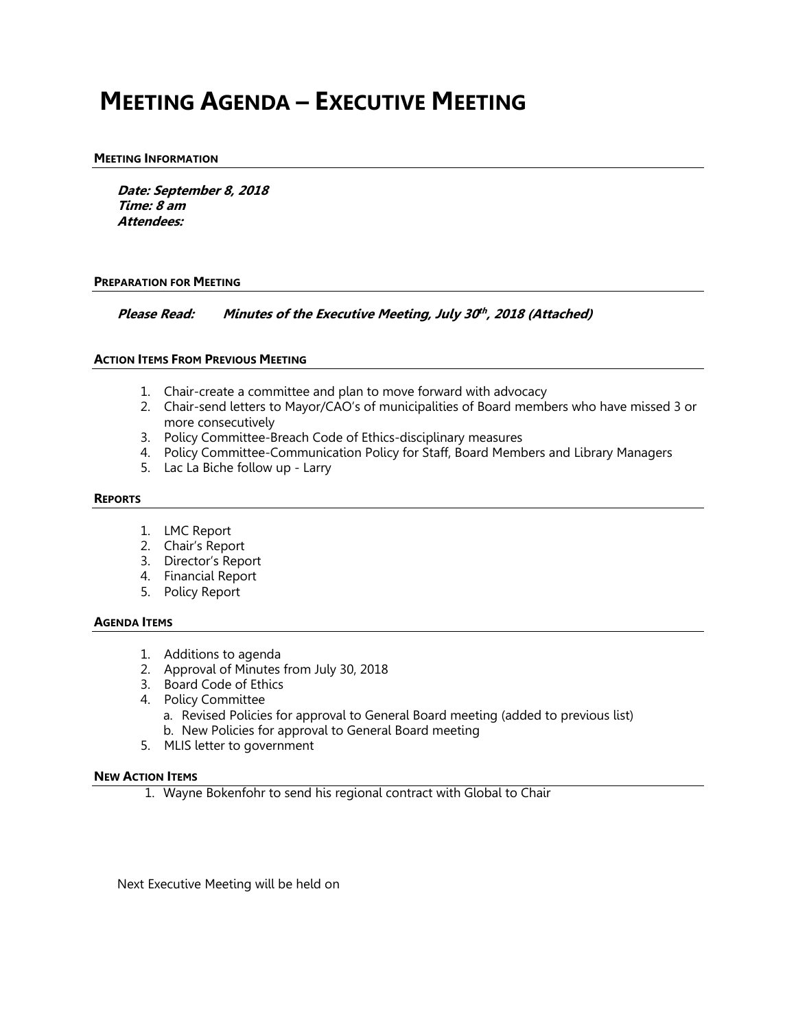# Meeting Agenda – Executive Meeting

### Meeting Information

***Date: September 8, 2018***
***Time: 8 am***
***Attendees:***

### Preparation for Meeting

***Please Read:*** ***Minutes of the Executive Meeting, July 30th, 2018 (Attached)***

### Action Items From Previous Meeting

1. Chair-create a committee and plan to move forward with advocacy
2. Chair-send letters to Mayor/CAO's of municipalities of Board members who have missed 3 or more consecutively
3. Policy Committee-Breach Code of Ethics-disciplinary measures
4. Policy Committee-Communication Policy for Staff, Board Members and Library Managers
5. Lac La Biche follow up - Larry

### Reports

1. LMC Report
2. Chair's Report
3. Director's Report
4. Financial Report
5. Policy Report

### Agenda Items

1. Additions to agenda
2. Approval of Minutes from July 30, 2018
3. Board Code of Ethics
4. Policy Committee
   a. Revised Policies for approval to General Board meeting (added to previous list)
   b. New Policies for approval to General Board meeting
5. MLIS letter to government

### New Action Items

1. Wayne Bokenfohr to send his regional contract with Global to Chair

Next Executive Meeting will be held on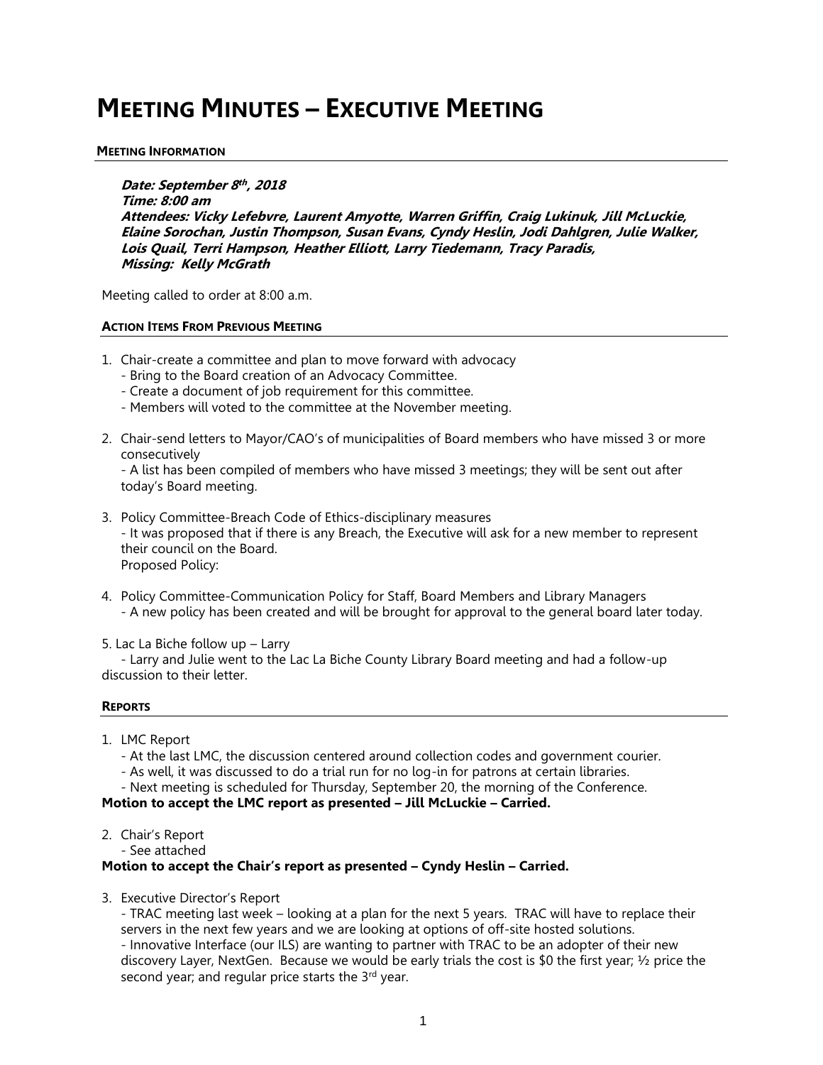# MEETING MINUTES – EXECUTIVE MEETING

#### MEETING INFORMATION

***Date: September 8th, 2018***
***Time: 8:00 am***
***Attendees: Vicky Lefebvre, Laurent Amyotte, Warren Griffin, Craig Lukinuk, Jill McLuckie, Elaine Sorochan, Justin Thompson, Susan Evans, Cyndy Heslin, Jodi Dahlgren, Julie Walker, Lois Quail, Terri Hampson, Heather Elliott, Larry Tiedemann, Tracy Paradis,***
***Missing: Kelly McGrath***

Meeting called to order at 8:00 a.m.

#### ACTION ITEMS FROM PREVIOUS MEETING

1. Chair-create a committee and plan to move forward with advocacy
   - Bring to the Board creation of an Advocacy Committee.
   - Create a document of job requirement for this committee.
   - Members will voted to the committee at the November meeting.

2. Chair-send letters to Mayor/CAO's of municipalities of Board members who have missed 3 or more consecutively
   - A list has been compiled of members who have missed 3 meetings; they will be sent out after today's Board meeting.

3. Policy Committee-Breach Code of Ethics-disciplinary measures
   - It was proposed that if there is any Breach, the Executive will ask for a new member to represent their council on the Board.
   Proposed Policy:

4. Policy Committee-Communication Policy for Staff, Board Members and Library Managers
   - A new policy has been created and will be brought for approval to the general board later today.

5. Lac La Biche follow up – Larry
   - Larry and Julie went to the Lac La Biche County Library Board meeting and had a follow-up discussion to their letter.

#### REPORTS

1. LMC Report
   - At the last LMC, the discussion centered around collection codes and government courier.
   - As well, it was discussed to do a trial run for no log-in for patrons at certain libraries.
   - Next meeting is scheduled for Thursday, September 20, the morning of the Conference.

**Motion to accept the LMC report as presented – Jill McLuckie – Carried.**

2. Chair's Report
   - See attached

**Motion to accept the Chair's report as presented – Cyndy Heslin – Carried.**

3. Executive Director's Report
   - TRAC meeting last week – looking at a plan for the next 5 years. TRAC will have to replace their servers in the next few years and we are looking at options of off-site hosted solutions.
   - Innovative Interface (our ILS) are wanting to partner with TRAC to be an adopter of their new discovery Layer, NextGen. Because we would be early trials the cost is $0 the first year; ½ price the second year; and regular price starts the 3rd year.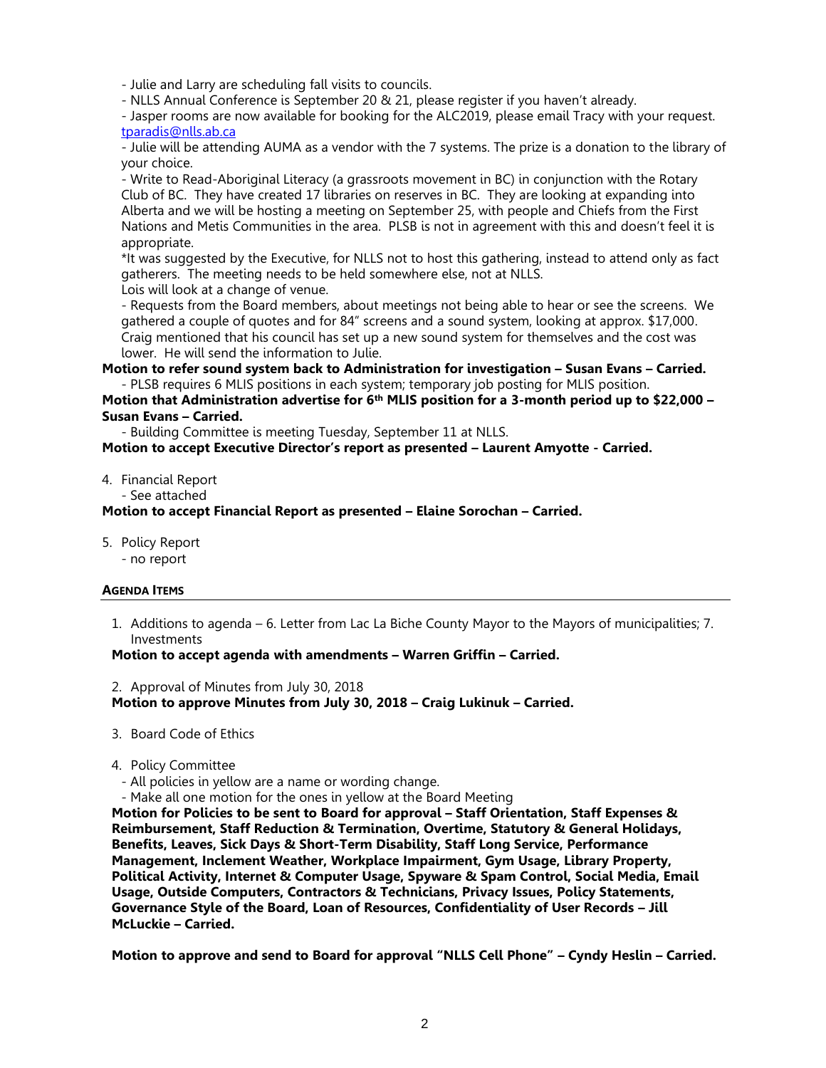- Julie and Larry are scheduling fall visits to councils.
- NLLS Annual Conference is September 20 & 21, please register if you haven't already.
- Jasper rooms are now available for booking for the ALC2019, please email Tracy with your request. tparadis@nlls.ab.ca
- Julie will be attending AUMA as a vendor with the 7 systems. The prize is a donation to the library of your choice.
- Write to Read-Aboriginal Literacy (a grassroots movement in BC) in conjunction with the Rotary Club of BC. They have created 17 libraries on reserves in BC. They are looking at expanding into Alberta and we will be hosting a meeting on September 25, with people and Chiefs from the First Nations and Metis Communities in the area. PLSB is not in agreement with this and doesn't feel it is appropriate.

*It was suggested by the Executive, for NLLS not to host this gathering, instead to attend only as fact gatherers. The meeting needs to be held somewhere else, not at NLLS.
Lois will look at a change of venue.

- Requests from the Board members, about meetings not being able to hear or see the screens. We gathered a couple of quotes and for 84" screens and a sound system, looking at approx. $17,000. Craig mentioned that his council has set up a new sound system for themselves and the cost was lower. He will send the information to Julie.

**Motion to refer sound system back to Administration for investigation – Susan Evans – Carried.**

- PLSB requires 6 MLIS positions in each system; temporary job posting for MLIS position.

**Motion that Administration advertise for 6th MLIS position for a 3-month period up to $22,000 – Susan Evans – Carried.**

- Building Committee is meeting Tuesday, September 11 at NLLS.

**Motion to accept Executive Director's report as presented – Laurent Amyotte - Carried.**

4. Financial Report
   - See attached

**Motion to accept Financial Report as presented – Elaine Sorochan – Carried.**

5. Policy Report
   - no report

**AGENDA ITEMS**

1. Additions to agenda – 6. Letter from Lac La Biche County Mayor to the Mayors of municipalities; 7. Investments

**Motion to accept agenda with amendments – Warren Griffin – Carried.**

2. Approval of Minutes from July 30, 2018

**Motion to approve Minutes from July 30, 2018 – Craig Lukinuk – Carried.**

3. Board Code of Ethics

4. Policy Committee
   - All policies in yellow are a name or wording change.
   - Make all one motion for the ones in yellow at the Board Meeting

**Motion for Policies to be sent to Board for approval – Staff Orientation, Staff Expenses & Reimbursement, Staff Reduction & Termination, Overtime, Statutory & General Holidays, Benefits, Leaves, Sick Days & Short-Term Disability, Staff Long Service, Performance Management, Inclement Weather, Workplace Impairment, Gym Usage, Library Property, Political Activity, Internet & Computer Usage, Spyware & Spam Control, Social Media, Email Usage, Outside Computers, Contractors & Technicians, Privacy Issues, Policy Statements, Governance Style of the Board, Loan of Resources, Confidentiality of User Records – Jill McLuckie – Carried.**

**Motion to approve and send to Board for approval "NLLS Cell Phone" – Cyndy Heslin – Carried.**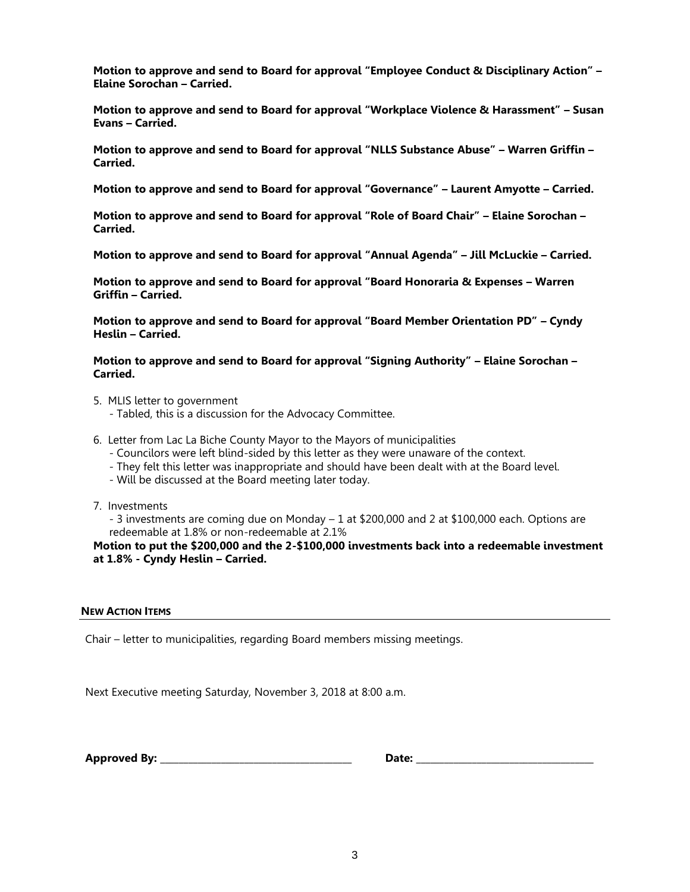**Motion to approve and send to Board for approval "Employee Conduct & Disciplinary Action" – Elaine Sorochan – Carried.**

**Motion to approve and send to Board for approval "Workplace Violence & Harassment" – Susan Evans – Carried.**

**Motion to approve and send to Board for approval "NLLS Substance Abuse" – Warren Griffin – Carried.**

**Motion to approve and send to Board for approval "Governance" – Laurent Amyotte – Carried.**

**Motion to approve and send to Board for approval "Role of Board Chair" – Elaine Sorochan – Carried.**

**Motion to approve and send to Board for approval "Annual Agenda" – Jill McLuckie – Carried.**

**Motion to approve and send to Board for approval "Board Honoraria & Expenses – Warren Griffin – Carried.**

**Motion to approve and send to Board for approval "Board Member Orientation PD" – Cyndy Heslin – Carried.**

**Motion to approve and send to Board for approval "Signing Authority" – Elaine Sorochan – Carried.**

5. MLIS letter to government
   - Tabled, this is a discussion for the Advocacy Committee.

6. Letter from Lac La Biche County Mayor to the Mayors of municipalities
   - Councilors were left blind-sided by this letter as they were unaware of the context.
   - They felt this letter was inappropriate and should have been dealt with at the Board level.
   - Will be discussed at the Board meeting later today.

7. Investments
   - 3 investments are coming due on Monday – 1 at $200,000 and 2 at $100,000 each. Options are redeemable at 1.8% or non-redeemable at 2.1%

**Motion to put the $200,000 and the 2-$100,000 investments back into a redeemable investment at 1.8% - Cyndy Heslin – Carried.**

## NEW ACTION ITEMS

Chair – letter to municipalities, regarding Board members missing meetings.

Next Executive meeting Saturday, November 3, 2018 at 8:00 a.m.

**Approved By:** ______________________ **Date:** ______________________